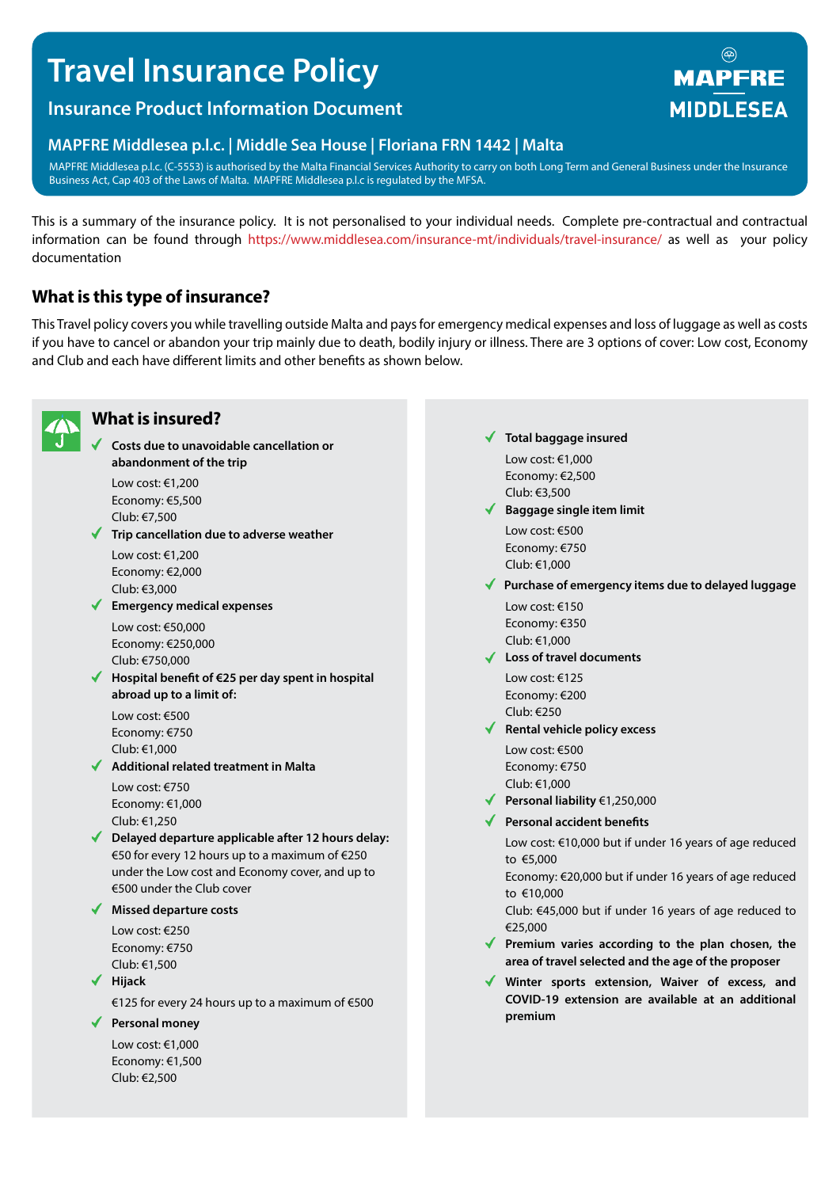# Travel Insurance Policy

## Insurance Product Information Document

**MAPFRE MIDDLESEA**

### MAPFRE Middlesea p.l.c. | Middle Sea House | Floriana FRN 1442 | Malta

MAPFRE Middlesea p.l.c. (C-5553) is authorised by the Malta Financial Services Authority to carry on both Long Term and General Business under the Insurance Business Act, Cap 403 of the Laws of Malta. MAPFRE Middlesea p.l.c is regulated by the MFSA.

This is a summary of the insurance policy. It is not personalised to your individual needs. Complete pre-contractual and contractual information can be found through https://www.middlesea.com/insurance-mt/individuals/travel-insurance/ as well as your policy documentation

## What is this type of insurance?

This Travel policy covers you while travelling outside Malta and pays for emergency medical expenses and loss of luggage as well as costs if you have to cancel or abandon your trip mainly due to death, bodily injury or illness. There are 3 options of cover: Low cost, Economy and Club and each have different limits and other benefits as shown below.

## What is insured?

- ✓ **Costs due to unavoidable cancellation or abandonment of the trip**
  Low cost: €1,200
  Economy: €5,500
  Club: €7,500
- ✓ **Trip cancellation due to adverse weather**
  Low cost: €1,200
  Economy: €2,000
  Club: €3,000
- ✓ **Emergency medical expenses**
  Low cost: €50,000
  Economy: €250,000
  Club: €750,000
- ✓ **Hospital benefit of €25 per day spent in hospital abroad up to a limit of:**
  Low cost: €500
  Economy: €750
  Club: €1,000
- ✓ **Additional related treatment in Malta**
  Low cost: €750
  Economy: €1,000
  Club: €1,250
- ✓ **Delayed departure applicable after 12 hours delay:** €50 for every 12 hours up to a maximum of €250 under the Low cost and Economy cover, and up to €500 under the Club cover
- ✓ **Missed departure costs**
  Low cost: €250
  Economy: €750
  Club: €1,500
- ✓ **Hijack**
  €125 for every 24 hours up to a maximum of €500
- ✓ **Personal money**
  Low cost: €1,000
  Economy: €1,500
  Club: €2,500
- ✓ **Total baggage insured**
  Low cost: €1,000
  Economy: €2,500
  Club: €3,500
- ✓ **Baggage single item limit**
  Low cost: €500
  Economy: €750
  Club: €1,000
- ✓ **Purchase of emergency items due to delayed luggage**
  Low cost: €150
  Economy: €350
  Club: €1,000
- ✓ **Loss of travel documents**
  Low cost: €125
  Economy: €200
  Club: €250
- ✓ **Rental vehicle policy excess**
  Low cost: €500
  Economy: €750
  Club: €1,000
- ✓ **Personal liability** €1,250,000
- ✓ **Personal accident benefits**
  Low cost: €10,000 but if under 16 years of age reduced to €5,000
  Economy: €20,000 but if under 16 years of age reduced to €10,000
  Club: €45,000 but if under 16 years of age reduced to €25,000
- ✓ **Premium varies according to the plan chosen, the area of travel selected and the age of the proposer**
- ✓ **Winter sports extension, Waiver of excess, and COVID-19 extension are available at an additional premium**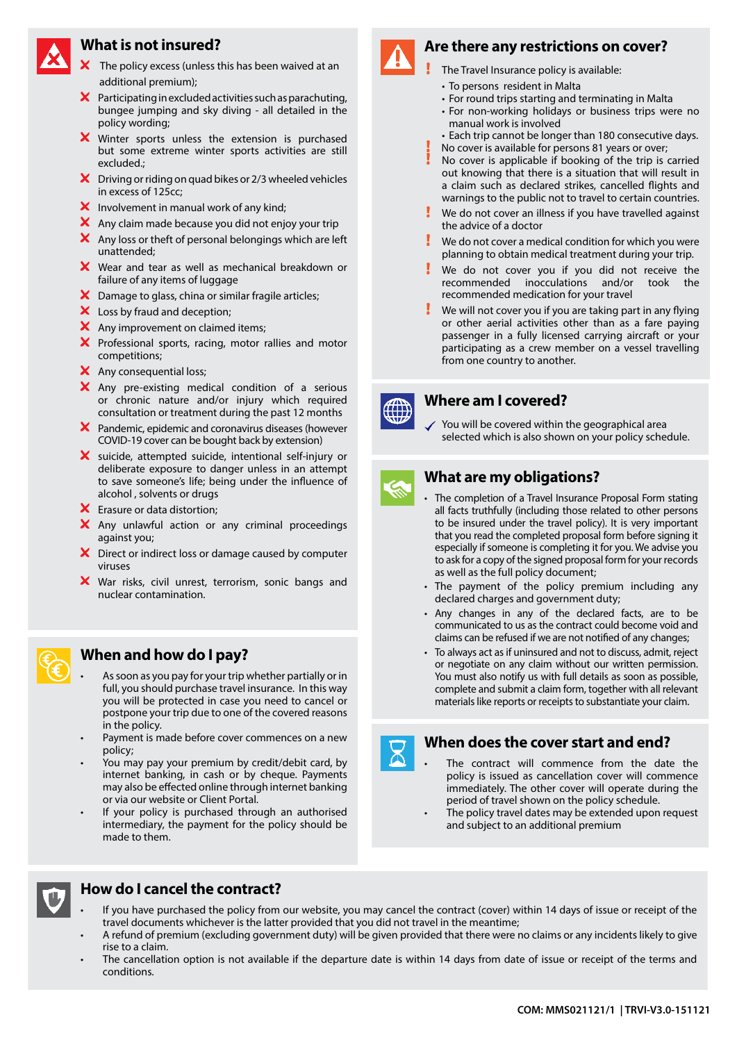## What is not insured?

- ✗ The policy excess (unless this has been waived at an additional premium);
- ✗ Participating in excluded activities such as parachuting, bungee jumping and sky diving - all detailed in the policy wording;
- ✗ Winter sports unless the extension is purchased but some extreme winter sports activities are still excluded.;
- ✗ Driving or riding on quad bikes or 2/3 wheeled vehicles in excess of 125cc;
- ✗ Involvement in manual work of any kind;
- ✗ Any claim made because you did not enjoy your trip
- ✗ Any loss or theft of personal belongings which are left unattended;
- ✗ Wear and tear as well as mechanical breakdown or failure of any items of luggage
- ✗ Damage to glass, china or similar fragile articles;
- ✗ Loss by fraud and deception;
- ✗ Any improvement on claimed items;
- ✗ Professional sports, racing, motor rallies and motor competitions;
- ✗ Any consequential loss;
- ✗ Any pre-existing medical condition of a serious or chronic nature and/or injury which required consultation or treatment during the past 12 months
- ✗ Pandemic, epidemic and coronavirus diseases (however COVID-19 cover can be bought back by extension)
- ✗ suicide, attempted suicide, intentional self-injury or deliberate exposure to danger unless in an attempt to save someone's life; being under the influence of alcohol , solvents or drugs
- ✗ Erasure or data distortion;
- ✗ Any unlawful action or any criminal proceedings against you;
- ✗ Direct or indirect loss or damage caused by computer viruses
- ✗ War risks, civil unrest, terrorism, sonic bangs and nuclear contamination.

## When and how do I pay?

- As soon as you pay for your trip whether partially or in full, you should purchase travel insurance. In this way you will be protected in case you need to cancel or postpone your trip due to one of the covered reasons in the policy.
- Payment is made before cover commences on a new policy;
- You may pay your premium by credit/debit card, by internet banking, in cash or by cheque. Payments may also be effected online through internet banking or via our website or Client Portal.
- If your policy is purchased through an authorised intermediary, the payment for the policy should be made to them.

## Are there any restrictions on cover?

- ! The Travel Insurance policy is available:
  - To persons resident in Malta
  - For round trips starting and terminating in Malta
  - For non-working holidays or business trips were no manual work is involved
  - Each trip cannot be longer than 180 consecutive days.
- ! No cover is available for persons 81 years or over;
- ! No cover is applicable if booking of the trip is carried out knowing that there is a situation that will result in a claim such as declared strikes, cancelled flights and warnings to the public not to travel to certain countries.
- ! We do not cover an illness if you have travelled against the advice of a doctor
- ! We do not cover a medical condition for which you were planning to obtain medical treatment during your trip.
- ! We do not cover you if you did not receive the recommended inocculations and/or took the recommended medication for your travel
- ! We will not cover you if you are taking part in any flying or other aerial activities other than as a fare paying passenger in a fully licensed carrying aircraft or your participating as a crew member on a vessel travelling from one country to another.

## Where am I covered?

- ✓ You will be covered within the geographical area selected which is also shown on your policy schedule.

## What are my obligations?

- The completion of a Travel Insurance Proposal Form stating all facts truthfully (including those related to other persons to be insured under the travel policy). It is very important that you read the completed proposal form before signing it especially if someone is completing it for you. We advise you to ask for a copy of the signed proposal form for your records as well as the full policy document;
- The payment of the policy premium including any declared charges and government duty;
- Any changes in any of the declared facts, are to be communicated to us as the contract could become void and claims can be refused if we are not notified of any changes;
- To always act as if uninsured and not to discuss, admit, reject or negotiate on any claim without our written permission. You must also notify us with full details as soon as possible, complete and submit a claim form, together with all relevant materials like reports or receipts to substantiate your claim.

## When does the cover start and end?

- The contract will commence from the date the policy is issued as cancellation cover will commence immediately. The other cover will operate during the period of travel shown on the policy schedule.
- The policy travel dates may be extended upon request and subject to an additional premium

## How do I cancel the contract?

- If you have purchased the policy from our website, you may cancel the contract (cover) within 14 days of issue or receipt of the travel documents whichever is the latter provided that you did not travel in the meantime;
- A refund of premium (excluding government duty) will be given provided that there were no claims or any incidents likely to give rise to a claim.
- The cancellation option is not available if the departure date is within 14 days from date of issue or receipt of the terms and conditions.

COM: MMS021121/1 | TRVI-V3.0-151121